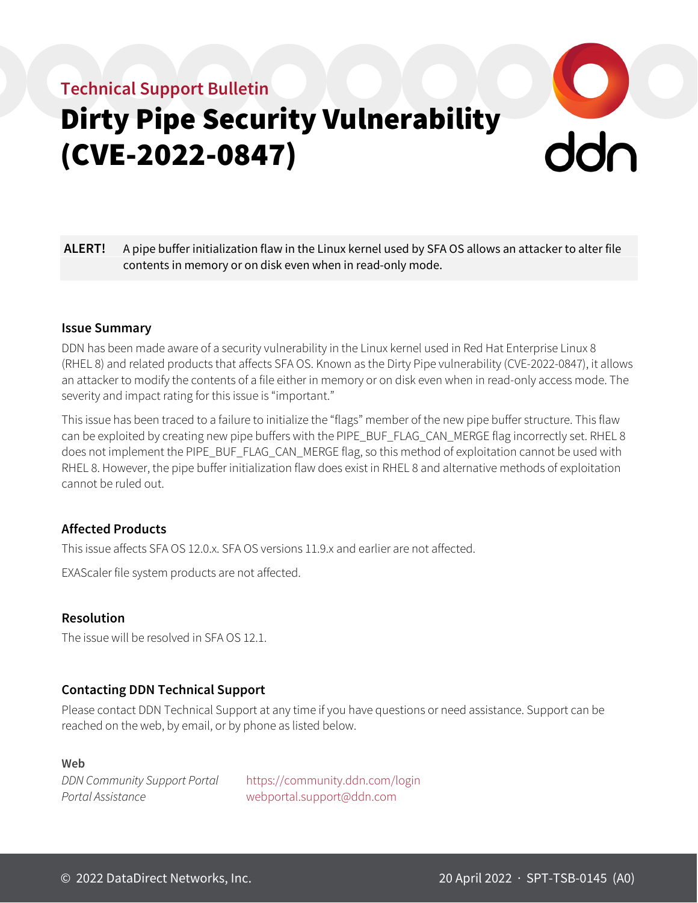Technical Support Bulletin

# Dirty Pipe Security Vulnerability (CVE-2022-0847)

**ALERT!** A pipe buffer initialization flaw in the Linux kernel used by SFA OS allows an attacker to alter file contents in memory or on disk even when in read-only mode.

## Issue Summary

DDN has been made aware of a security vulnerability in the Linux kernel used in Red Hat Enterprise Linux 8 (RHEL 8) and related products that affects SFA OS. Known as the Dirty Pipe vulnerability (CVE-2022-0847), it allows an attacker to modify the contents of a file either in memory or on disk even when in read-only access mode. The severity and impact rating for this issue is "important."

This issue has been traced to a failure to initialize the "flags" member of the new pipe buffer structure. This flaw can be exploited by creating new pipe buffers with the PIPE_BUF_FLAG_CAN_MERGE flag incorrectly set. RHEL 8 does not implement the PIPE_BUF_FLAG_CAN_MERGE flag, so this method of exploitation cannot be used with RHEL 8. However, the pipe buffer initialization flaw does exist in RHEL 8 and alternative methods of exploitation cannot be ruled out.

## Affected Products

This issue affects SFA OS 12.0.x. SFA OS versions 11.9.x and earlier are not affected.

EXAScaler file system products are not affected.

## Resolution

The issue will be resolved in SFA OS 12.1.

## Contacting DDN Technical Support

Please contact DDN Technical Support at any time if you have questions or need assistance. Support can be reached on the web, by email, or by phone as listed below.

**Web**

*DDN Community Support Portal* https://community.ddn.com/login
*Portal Assistance* webportal.support@ddn.com

© 2022 DataDirect Networks, Inc. 20 April 2022 · SPT-TSB-0145 (A0)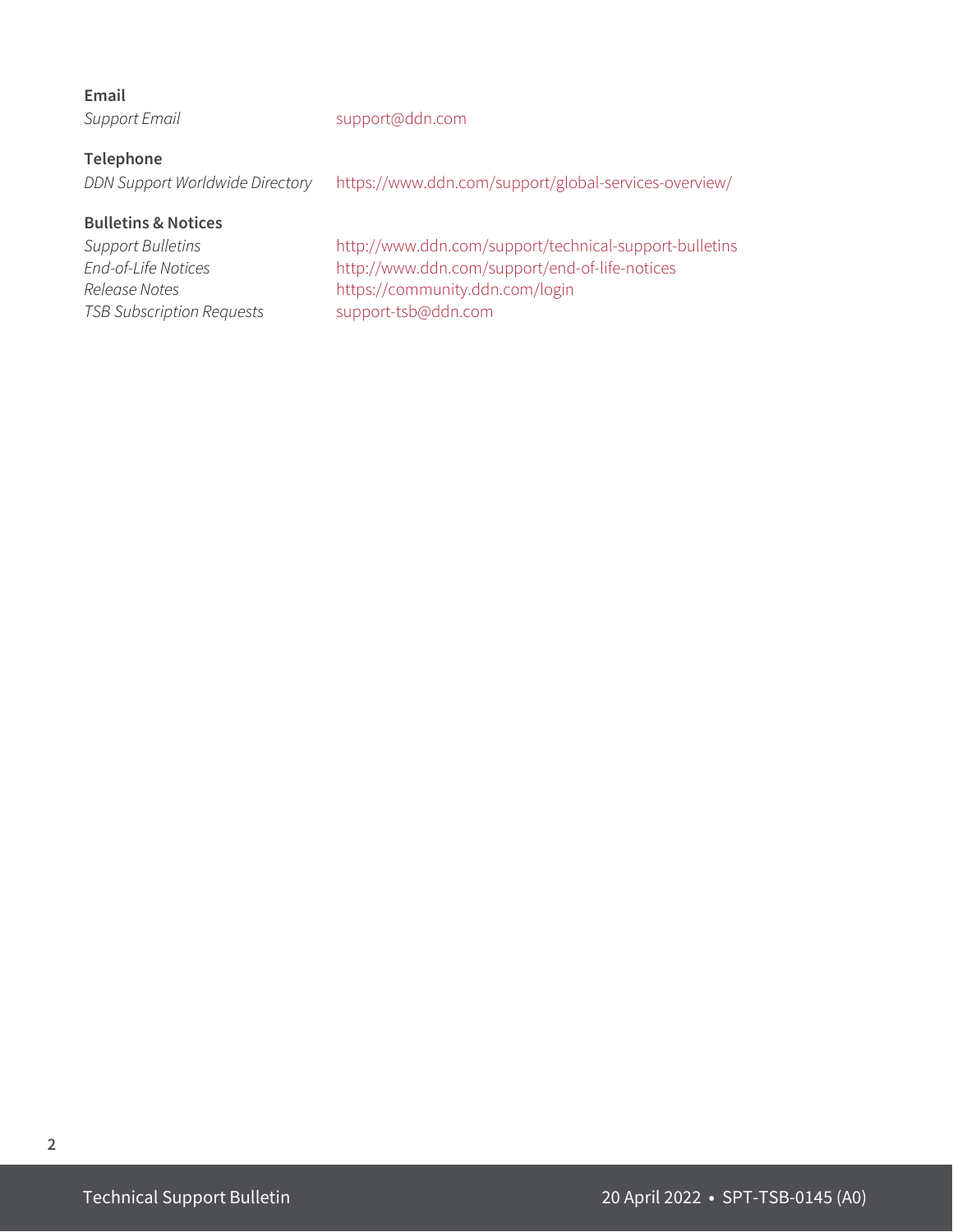**Email**

| | |
|---|---|
| *Support Email* | support@ddn.com |

**Telephone**

| | |
|---|---|
| *DDN Support Worldwide Directory* | https://www.ddn.com/support/global-services-overview/ |

**Bulletins & Notices**

| | |
|---|---|
| *Support Bulletins* | http://www.ddn.com/support/technical-support-bulletins |
| *End-of-Life Notices* | http://www.ddn.com/support/end-of-life-notices |
| *Release Notes* | https://community.ddn.com/login |
| *TSB Subscription Requests* | support-tsb@ddn.com |